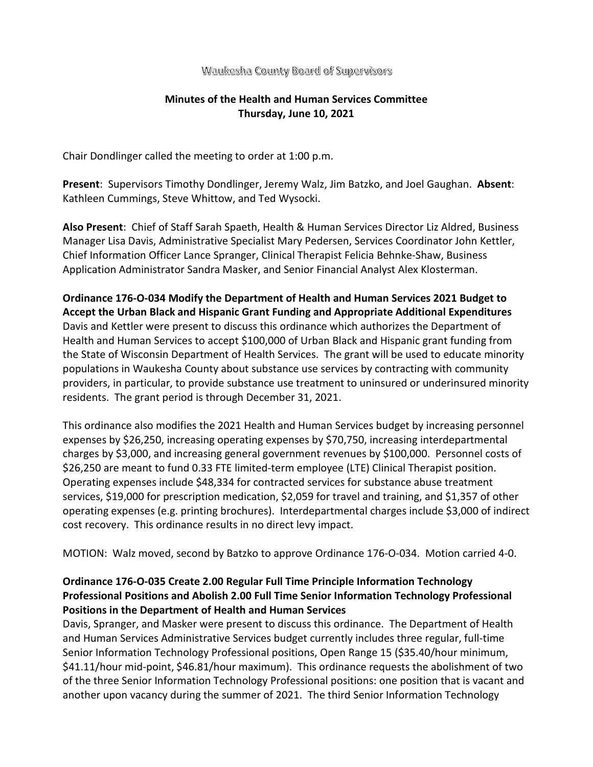Waukesha County Board of Supervisors

# Minutes of the Health and Human Services Committee
## Thursday, June 10, 2021

Chair Dondlinger called the meeting to order at 1:00 p.m.

**Present**: Supervisors Timothy Dondlinger, Jeremy Walz, Jim Batzko, and Joel Gaughan. **Absent**: Kathleen Cummings, Steve Whittow, and Ted Wysocki.

**Also Present**: Chief of Staff Sarah Spaeth, Health & Human Services Director Liz Aldred, Business Manager Lisa Davis, Administrative Specialist Mary Pedersen, Services Coordinator John Kettler, Chief Information Officer Lance Spranger, Clinical Therapist Felicia Behnke-Shaw, Business Application Administrator Sandra Masker, and Senior Financial Analyst Alex Klosterman.

**Ordinance 176-O-034 Modify the Department of Health and Human Services 2021 Budget to Accept the Urban Black and Hispanic Grant Funding and Appropriate Additional Expenditures**
Davis and Kettler were present to discuss this ordinance which authorizes the Department of Health and Human Services to accept $100,000 of Urban Black and Hispanic grant funding from the State of Wisconsin Department of Health Services. The grant will be used to educate minority populations in Waukesha County about substance use services by contracting with community providers, in particular, to provide substance use treatment to uninsured or underinsured minority residents. The grant period is through December 31, 2021.

This ordinance also modifies the 2021 Health and Human Services budget by increasing personnel expenses by $26,250, increasing operating expenses by $70,750, increasing interdepartmental charges by $3,000, and increasing general government revenues by $100,000. Personnel costs of $26,250 are meant to fund 0.33 FTE limited-term employee (LTE) Clinical Therapist position. Operating expenses include $48,334 for contracted services for substance abuse treatment services, $19,000 for prescription medication, $2,059 for travel and training, and $1,357 of other operating expenses (e.g. printing brochures). Interdepartmental charges include $3,000 of indirect cost recovery. This ordinance results in no direct levy impact.

MOTION: Walz moved, second by Batzko to approve Ordinance 176-O-034. Motion carried 4-0.

**Ordinance 176-O-035 Create 2.00 Regular Full Time Principle Information Technology Professional Positions and Abolish 2.00 Full Time Senior Information Technology Professional Positions in the Department of Health and Human Services**
Davis, Spranger, and Masker were present to discuss this ordinance. The Department of Health and Human Services Administrative Services budget currently includes three regular, full-time Senior Information Technology Professional positions, Open Range 15 ($35.40/hour minimum, $41.11/hour mid-point, $46.81/hour maximum). This ordinance requests the abolishment of two of the three Senior Information Technology Professional positions: one position that is vacant and another upon vacancy during the summer of 2021. The third Senior Information Technology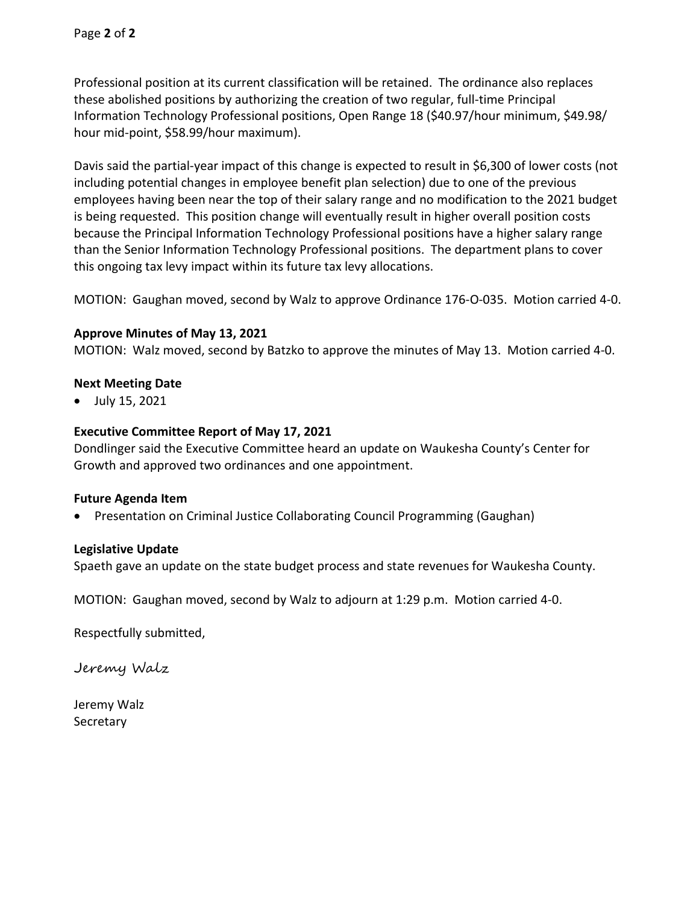Professional position at its current classification will be retained. The ordinance also replaces these abolished positions by authorizing the creation of two regular, full-time Principal Information Technology Professional positions, Open Range 18 ($40.97/hour minimum, $49.98/ hour mid-point, $58.99/hour maximum).

Davis said the partial-year impact of this change is expected to result in $6,300 of lower costs (not including potential changes in employee benefit plan selection) due to one of the previous employees having been near the top of their salary range and no modification to the 2021 budget is being requested. This position change will eventually result in higher overall position costs because the Principal Information Technology Professional positions have a higher salary range than the Senior Information Technology Professional positions. The department plans to cover this ongoing tax levy impact within its future tax levy allocations.

MOTION: Gaughan moved, second by Walz to approve Ordinance 176-O-035. Motion carried 4-0.

**Approve Minutes of May 13, 2021**

MOTION: Walz moved, second by Batzko to approve the minutes of May 13. Motion carried 4-0.

**Next Meeting Date**

- July 15, 2021

**Executive Committee Report of May 17, 2021**

Dondlinger said the Executive Committee heard an update on Waukesha County's Center for Growth and approved two ordinances and one appointment.

**Future Agenda Item**

- Presentation on Criminal Justice Collaborating Council Programming (Gaughan)

**Legislative Update**

Spaeth gave an update on the state budget process and state revenues for Waukesha County.

MOTION: Gaughan moved, second by Walz to adjourn at 1:29 p.m. Motion carried 4-0.

Respectfully submitted,

Jeremy Walz

Jeremy Walz
Secretary